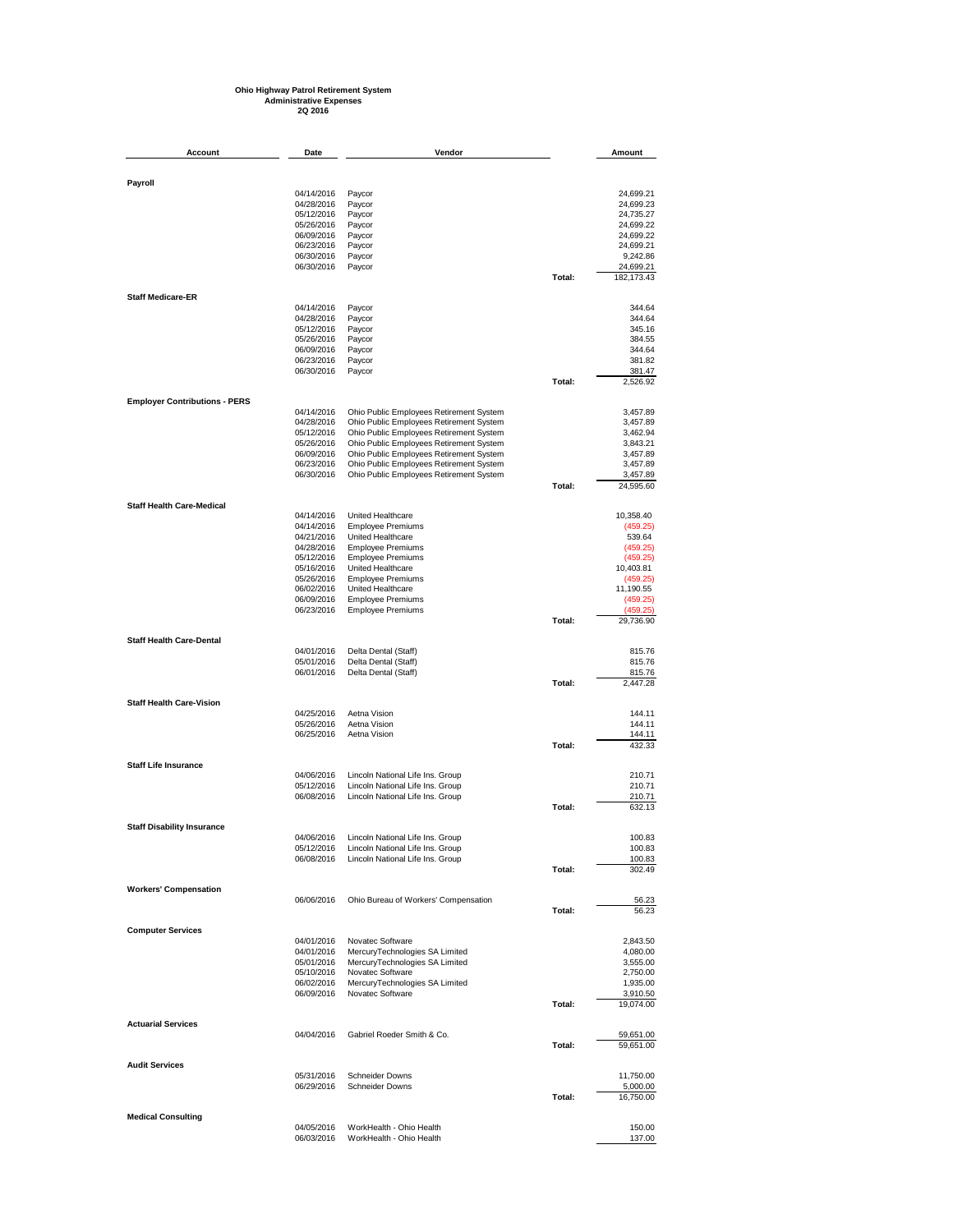**Ohio Highway Patrol Retirement System**
**Administrative Expenses**
**2Q 2016**

| Account | Date | Vendor | | Amount |
|---|---|---|---|---|
| **Payroll** | | | | |
| | 04/14/2016 | Paycor | | 24,699.21 |
| | 04/28/2016 | Paycor | | 24,699.23 |
| | 05/12/2016 | Paycor | | 24,735.27 |
| | 05/26/2016 | Paycor | | 24,699.22 |
| | 06/09/2016 | Paycor | | 24,699.22 |
| | 06/23/2016 | Paycor | | 24,699.21 |
| | 06/30/2016 | Paycor | | 9,242.86 |
| | 06/30/2016 | Paycor | | 24,699.21 |
| | | | Total: | 182,173.43 |
| **Staff Medicare-ER** | | | | |
| | 04/14/2016 | Paycor | | 344.64 |
| | 04/28/2016 | Paycor | | 344.64 |
| | 05/12/2016 | Paycor | | 345.16 |
| | 05/26/2016 | Paycor | | 384.55 |
| | 06/09/2016 | Paycor | | 344.64 |
| | 06/23/2016 | Paycor | | 381.82 |
| | 06/30/2016 | Paycor | | 381.47 |
| | | | Total: | 2,526.92 |
| **Employer Contributions - PERS** | | | | |
| | 04/14/2016 | Ohio Public Employees Retirement System | | 3,457.89 |
| | 04/28/2016 | Ohio Public Employees Retirement System | | 3,457.89 |
| | 05/12/2016 | Ohio Public Employees Retirement System | | 3,462.94 |
| | 05/26/2016 | Ohio Public Employees Retirement System | | 3,843.21 |
| | 06/09/2016 | Ohio Public Employees Retirement System | | 3,457.89 |
| | 06/23/2016 | Ohio Public Employees Retirement System | | 3,457.89 |
| | 06/30/2016 | Ohio Public Employees Retirement System | | 3,457.89 |
| | | | Total: | 24,595.60 |
| **Staff Health Care-Medical** | | | | |
| | 04/14/2016 | United Healthcare | | 10,358.40 |
| | 04/14/2016 | Employee Premiums | | (459.25) |
| | 04/21/2016 | United Healthcare | | 539.64 |
| | 04/28/2016 | Employee Premiums | | (459.25) |
| | 05/12/2016 | Employee Premiums | | (459.25) |
| | 05/16/2016 | United Healthcare | | 10,403.81 |
| | 05/26/2016 | Employee Premiums | | (459.25) |
| | 06/02/2016 | United Healthcare | | 11,190.55 |
| | 06/09/2016 | Employee Premiums | | (459.25) |
| | 06/23/2016 | Employee Premiums | | (459.25) |
| | | | Total: | 29,736.90 |
| **Staff Health Care-Dental** | | | | |
| | 04/01/2016 | Delta Dental (Staff) | | 815.76 |
| | 05/01/2016 | Delta Dental (Staff) | | 815.76 |
| | 06/01/2016 | Delta Dental (Staff) | | 815.76 |
| | | | Total: | 2,447.28 |
| **Staff Health Care-Vision** | | | | |
| | 04/25/2016 | Aetna Vision | | 144.11 |
| | 05/26/2016 | Aetna Vision | | 144.11 |
| | 06/25/2016 | Aetna Vision | | 144.11 |
| | | | Total: | 432.33 |
| **Staff Life Insurance** | | | | |
| | 04/06/2016 | Lincoln National Life Ins. Group | | 210.71 |
| | 05/12/2016 | Lincoln National Life Ins. Group | | 210.71 |
| | 06/08/2016 | Lincoln National Life Ins. Group | | 210.71 |
| | | | Total: | 632.13 |
| **Staff Disability Insurance** | | | | |
| | 04/06/2016 | Lincoln National Life Ins. Group | | 100.83 |
| | 05/12/2016 | Lincoln National Life Ins. Group | | 100.83 |
| | 06/08/2016 | Lincoln National Life Ins. Group | | 100.83 |
| | | | Total: | 302.49 |
| **Workers' Compensation** | | | | |
| | 06/06/2016 | Ohio Bureau of Workers' Compensation | | 56.23 |
| | | | Total: | 56.23 |
| **Computer Services** | | | | |
| | 04/01/2016 | Novatec Software | | 2,843.50 |
| | 04/01/2016 | MercuryTechnologies SA Limited | | 4,080.00 |
| | 05/01/2016 | MercuryTechnologies SA Limited | | 3,555.00 |
| | 05/10/2016 | Novatec Software | | 2,750.00 |
| | 06/02/2016 | MercuryTechnologies SA Limited | | 1,935.00 |
| | 06/09/2016 | Novatec Software | | 3,910.50 |
| | | | Total: | 19,074.00 |
| **Actuarial Services** | | | | |
| | 04/04/2016 | Gabriel Roeder Smith & Co. | | 59,651.00 |
| | | | Total: | 59,651.00 |
| **Audit Services** | | | | |
| | 05/31/2016 | Schneider Downs | | 11,750.00 |
| | 06/29/2016 | Schneider Downs | | 5,000.00 |
| | | | Total: | 16,750.00 |
| **Medical Consulting** | | | | |
| | 04/05/2016 | WorkHealth - Ohio Health | | 150.00 |
| | 06/03/2016 | WorkHealth - Ohio Health | | 137.00 |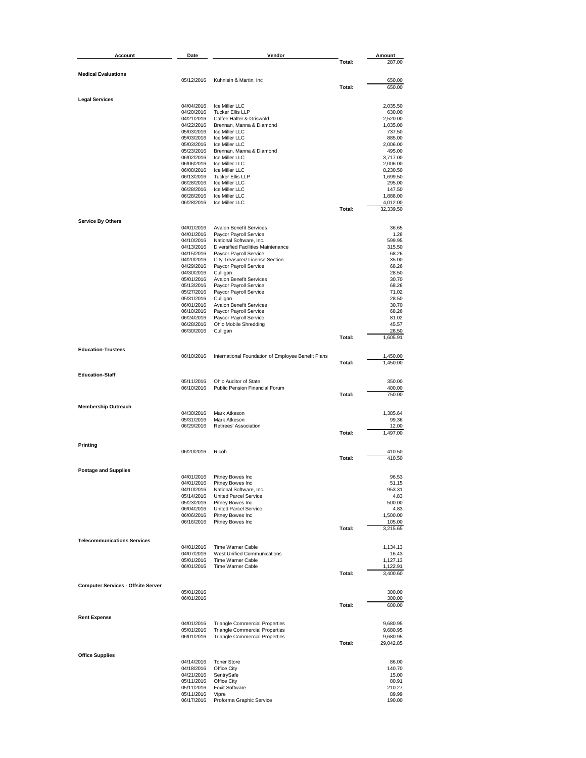| Account | Date | Vendor | | Amount |
|---|---|---|---|---|
| | | | Total: | 287.00 |
| **Medical Evaluations** | | | | |
| | 05/12/2016 | Kuhnlein & Martin, Inc | | 650.00 |
| | | | Total: | 650.00 |
| **Legal Services** | | | | |
| | 04/04/2016 | Ice Miller LLC | | 2,035.50 |
| | 04/20/2016 | Tucker Ellis LLP | | 630.00 |
| | 04/21/2016 | Calfee Halter & Griswold | | 2,520.00 |
| | 04/22/2016 | Brennan, Manna & Diamond | | 1,035.00 |
| | 05/03/2016 | Ice Miller LLC | | 737.50 |
| | 05/03/2016 | Ice Miller LLC | | 885.00 |
| | 05/03/2016 | Ice Miller LLC | | 2,006.00 |
| | 05/23/2016 | Brennan, Manna & Diamond | | 495.00 |
| | 06/02/2016 | Ice Miller LLC | | 3,717.00 |
| | 06/06/2016 | Ice Miller LLC | | 2,006.00 |
| | 06/08/2016 | Ice Miller LLC | | 8,230.50 |
| | 06/13/2016 | Tucker Ellis LLP | | 1,699.50 |
| | 06/28/2016 | Ice Miller LLC | | 295.00 |
| | 06/28/2016 | Ice Miller LLC | | 147.50 |
| | 06/28/2016 | Ice Miller LLC | | 1,888.00 |
| | 06/28/2016 | Ice Miller LLC | | 4,012.00 |
| | | | Total: | 32,339.50 |
| **Service By Others** | | | | |
| | 04/01/2016 | Avalon Benefit Services | | 36.65 |
| | 04/01/2016 | Paycor Payroll Service | | 1.26 |
| | 04/10/2016 | National Software, Inc. | | 599.95 |
| | 04/13/2016 | Diversified Facilities Maintenance | | 315.50 |
| | 04/15/2016 | Paycor Payroll Service | | 68.26 |
| | 04/20/2016 | City Treasurer/ License Section | | 35.00 |
| | 04/29/2016 | Paycor Payroll Service | | 68.26 |
| | 04/30/2016 | Culligan | | 28.50 |
| | 05/01/2016 | Avalon Benefit Services | | 30.70 |
| | 05/13/2016 | Paycor Payroll Service | | 68.26 |
| | 05/27/2016 | Paycor Payroll Service | | 71.02 |
| | 05/31/2016 | Culligan | | 28.50 |
| | 06/01/2016 | Avalon Benefit Services | | 30.70 |
| | 06/10/2016 | Paycor Payroll Service | | 68.26 |
| | 06/24/2016 | Paycor Payroll Service | | 81.02 |
| | 06/28/2016 | Ohio Mobile Shredding | | 45.57 |
| | 06/30/2016 | Culligan | | 28.50 |
| | | | Total: | 1,605.91 |
| **Education-Trustees** | | | | |
| | 06/10/2016 | International Foundation of Employee Benefit Plans | | 1,450.00 |
| | | | Total: | 1,450.00 |
| **Education-Staff** | | | | |
| | 05/11/2016 | Ohio Auditor of State | | 350.00 |
| | 06/10/2016 | Public Pension Financial Forum | | 400.00 |
| | | | Total: | 750.00 |
| **Membership Outreach** | | | | |
| | 04/30/2016 | Mark Atkeson | | 1,385.64 |
| | 05/31/2016 | Mark Atkeson | | 99.36 |
| | 06/29/2016 | Retirees' Association | | 12.00 |
| | | | Total: | 1,497.00 |
| **Printing** | | | | |
| | 06/20/2016 | Ricoh | | 410.50 |
| | | | Total: | 410.50 |
| **Postage and Supplies** | | | | |
| | 04/01/2016 | Pitney Bowes Inc | | 96.53 |
| | 04/01/2016 | Pitney Bowes Inc | | 51.15 |
| | 04/10/2016 | National Software, Inc. | | 953.31 |
| | 05/14/2016 | United Parcel Service | | 4.83 |
| | 05/23/2016 | Pitney Bowes Inc | | 500.00 |
| | 06/04/2016 | United Parcel Service | | 4.83 |
| | 06/06/2016 | Pitney Bowes Inc | | 1,500.00 |
| | 06/16/2016 | Pitney Bowes Inc | | 105.00 |
| | | | Total: | 3,215.65 |
| **Telecommunications Services** | | | | |
| | 04/01/2016 | Time Warner Cable | | 1,134.13 |
| | 04/07/2016 | West Unified Communications | | 16.43 |
| | 05/01/2016 | Time Warner Cable | | 1,127.13 |
| | 06/01/2016 | Time Warner Cable | | 1,122.91 |
| | | | Total: | 3,400.60 |
| **Computer Services - Offsite Server** | | | | |
| | 05/01/2016 | | | 300.00 |
| | 06/01/2016 | | | 300.00 |
| | | | Total: | 600.00 |
| **Rent Expense** | | | | |
| | 04/01/2016 | Triangle Commercial Properties | | 9,680.95 |
| | 05/01/2016 | Triangle Commercial Properties | | 9,680.95 |
| | 06/01/2016 | Triangle Commercial Properties | | 9,680.95 |
| | | | Total: | 29,042.85 |
| **Office Supplies** | | | | |
| | 04/14/2016 | Toner Store | | 86.00 |
| | 04/18/2016 | Office City | | 140.70 |
| | 04/21/2016 | SentrySafe | | 15.00 |
| | 05/11/2016 | Office City | | 80.91 |
| | 05/11/2016 | Foxit Software | | 210.27 |
| | 05/11/2016 | Vipre | | 89.99 |
| | 06/17/2016 | Proforma Graphic Service | | 190.00 |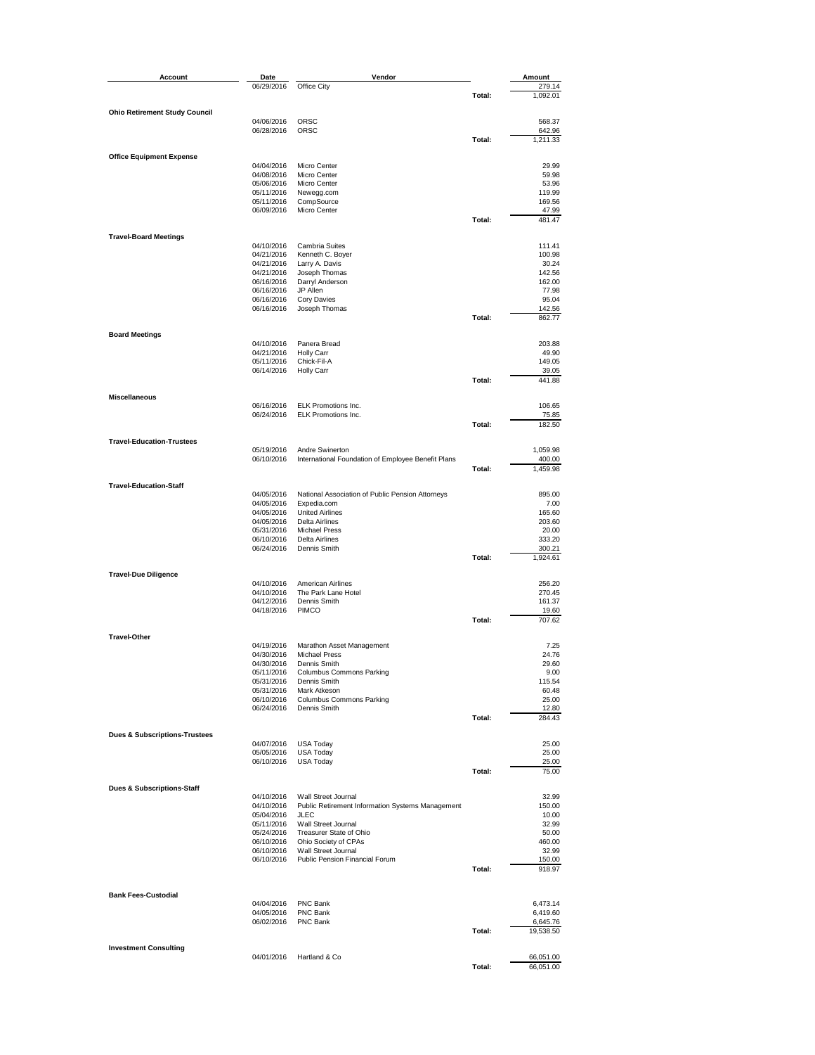| Account | Date | Vendor | | Amount |
|---|---|---|---|---|
| | 06/29/2016 | Office City | | 279.14 |
| | | | Total: | 1,092.01 |
| **Ohio Retirement Study Council** | | | | |
| | 04/06/2016 | ORSC | | 568.37 |
| | 06/28/2016 | ORSC | | 642.96 |
| | | | Total: | 1,211.33 |
| **Office Equipment Expense** | | | | |
| | 04/04/2016 | Micro Center | | 29.99 |
| | 04/08/2016 | Micro Center | | 59.98 |
| | 05/06/2016 | Micro Center | | 53.96 |
| | 05/11/2016 | Newegg.com | | 119.99 |
| | 05/11/2016 | CompSource | | 169.56 |
| | 06/09/2016 | Micro Center | | 47.99 |
| | | | Total: | 481.47 |
| **Travel-Board Meetings** | | | | |
| | 04/10/2016 | Cambria Suites | | 111.41 |
| | 04/21/2016 | Kenneth C. Boyer | | 100.98 |
| | 04/21/2016 | Larry A. Davis | | 30.24 |
| | 04/21/2016 | Joseph Thomas | | 142.56 |
| | 06/16/2016 | Darryl Anderson | | 162.00 |
| | 06/16/2016 | JP Allen | | 77.98 |
| | 06/16/2016 | Cory Davies | | 95.04 |
| | 06/16/2016 | Joseph Thomas | | 142.56 |
| | | | Total: | 862.77 |
| **Board Meetings** | | | | |
| | 04/10/2016 | Panera Bread | | 203.88 |
| | 04/21/2016 | Holly Carr | | 49.90 |
| | 05/11/2016 | Chick-Fil-A | | 149.05 |
| | 06/14/2016 | Holly Carr | | 39.05 |
| | | | Total: | 441.88 |
| **Miscellaneous** | | | | |
| | 06/16/2016 | ELK Promotions Inc. | | 106.65 |
| | 06/24/2016 | ELK Promotions Inc. | | 75.85 |
| | | | Total: | 182.50 |
| **Travel-Education-Trustees** | | | | |
| | 05/19/2016 | Andre Swinerton | | 1,059.98 |
| | 06/10/2016 | International Foundation of Employee Benefit Plans | | 400.00 |
| | | | Total: | 1,459.98 |
| **Travel-Education-Staff** | | | | |
| | 04/05/2016 | National Association of Public Pension Attorneys | | 895.00 |
| | 04/05/2016 | Expedia.com | | 7.00 |
| | 04/05/2016 | United Airlines | | 165.60 |
| | 04/05/2016 | Delta Airlines | | 203.60 |
| | 05/31/2016 | Michael Press | | 20.00 |
| | 06/10/2016 | Delta Airlines | | 333.20 |
| | 06/24/2016 | Dennis Smith | | 300.21 |
| | | | Total: | 1,924.61 |
| **Travel-Due Diligence** | | | | |
| | 04/10/2016 | American Airlines | | 256.20 |
| | 04/10/2016 | The Park Lane Hotel | | 270.45 |
| | 04/12/2016 | Dennis Smith | | 161.37 |
| | 04/18/2016 | PIMCO | | 19.60 |
| | | | Total: | 707.62 |
| **Travel-Other** | | | | |
| | 04/19/2016 | Marathon Asset Management | | 7.25 |
| | 04/30/2016 | Michael Press | | 24.76 |
| | 04/30/2016 | Dennis Smith | | 29.60 |
| | 05/11/2016 | Columbus Commons Parking | | 9.00 |
| | 05/31/2016 | Dennis Smith | | 115.54 |
| | 05/31/2016 | Mark Atkeson | | 60.48 |
| | 06/10/2016 | Columbus Commons Parking | | 25.00 |
| | 06/24/2016 | Dennis Smith | | 12.80 |
| | | | Total: | 284.43 |
| **Dues & Subscriptions-Trustees** | | | | |
| | 04/07/2016 | USA Today | | 25.00 |
| | 05/05/2016 | USA Today | | 25.00 |
| | 06/10/2016 | USA Today | | 25.00 |
| | | | Total: | 75.00 |
| **Dues & Subscriptions-Staff** | | | | |
| | 04/10/2016 | Wall Street Journal | | 32.99 |
| | 04/10/2016 | Public Retirement Information Systems Management | | 150.00 |
| | 05/04/2016 | JLEC | | 10.00 |
| | 05/11/2016 | Wall Street Journal | | 32.99 |
| | 05/24/2016 | Treasurer State of Ohio | | 50.00 |
| | 06/10/2016 | Ohio Society of CPAs | | 460.00 |
| | 06/10/2016 | Wall Street Journal | | 32.99 |
| | 06/10/2016 | Public Pension Financial Forum | | 150.00 |
| | | | Total: | 918.97 |
| **Bank Fees-Custodial** | | | | |
| | 04/04/2016 | PNC Bank | | 6,473.14 |
| | 04/05/2016 | PNC Bank | | 6,419.60 |
| | 06/02/2016 | PNC Bank | | 6,645.76 |
| | | | Total: | 19,538.50 |
| **Investment Consulting** | | | | |
| | 04/01/2016 | Hartland & Co | | 66,051.00 |
| | | | Total: | 66,051.00 |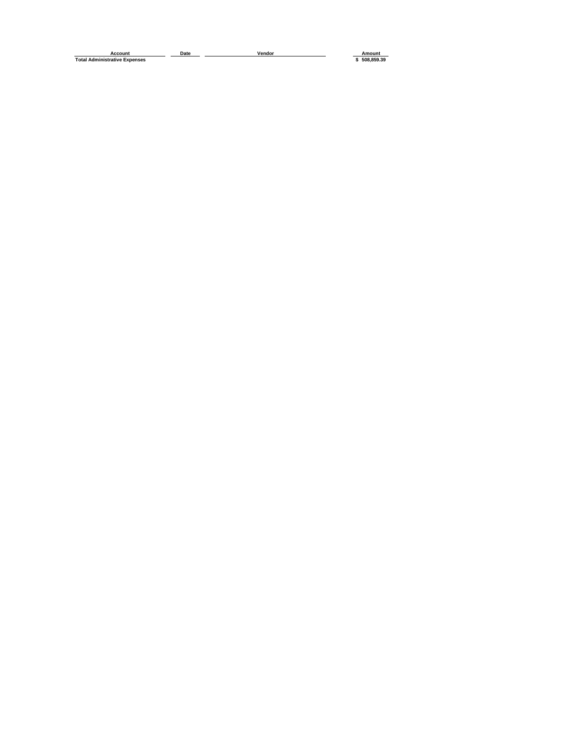| Account | Date | Vendor | Amount |
| --- | --- | --- | --- |
| **Total Administrative Expenses** | | | **$ 508,859.39** |